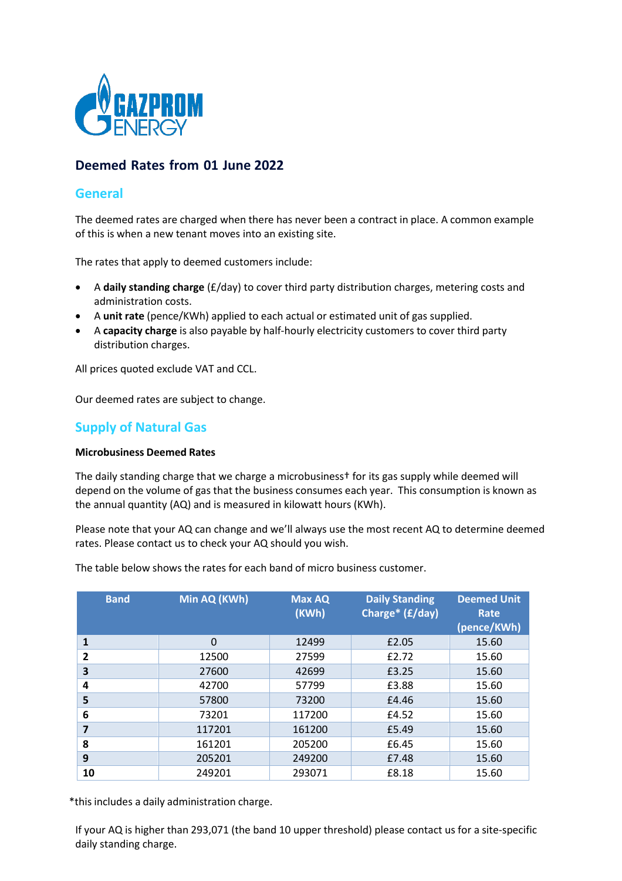## Deemed Rates from 01 June 2022

## General

The deemed rates are charged when there has never been a contract in place. A common example of this is when a new tenant moves into an existing site.

The rates that apply to deemed customers include:

- A **daily standing charge** (£/day) to cover third party distribution charges, metering costs and administration costs.
- A **unit rate** (pence/KWh) applied to each actual or estimated unit of gas supplied.
- A **capacity charge** is also payable by half-hourly electricity customers to cover third party distribution charges.

All prices quoted exclude VAT and CCL.

Our deemed rates are subject to change.

## Supply of Natural Gas

**Microbusiness Deemed Rates**

The daily standing charge that we charge a microbusiness† for its gas supply while deemed will depend on the volume of gas that the business consumes each year. This consumption is known as the annual quantity (AQ) and is measured in kilowatt hours (KWh).

Please note that your AQ can change and we'll always use the most recent AQ to determine deemed rates. Please contact us to check your AQ should you wish.

The table below shows the rates for each band of micro business customer.

| Band | Min AQ (KWh) | Max AQ (KWh) | Daily Standing Charge* (£/day) | Deemed Unit Rate (pence/KWh) |
|---|---|---|---|---|
| **1** | 0 | 12499 | £2.05 | 15.60 |
| **2** | 12500 | 27599 | £2.72 | 15.60 |
| **3** | 27600 | 42699 | £3.25 | 15.60 |
| **4** | 42700 | 57799 | £3.88 | 15.60 |
| **5** | 57800 | 73200 | £4.46 | 15.60 |
| **6** | 73201 | 117200 | £4.52 | 15.60 |
| **7** | 117201 | 161200 | £5.49 | 15.60 |
| **8** | 161201 | 205200 | £6.45 | 15.60 |
| **9** | 205201 | 249200 | £7.48 | 15.60 |
| **10** | 249201 | 293071 | £8.18 | 15.60 |

*this includes a daily administration charge.

If your AQ is higher than 293,071 (the band 10 upper threshold) please contact us for a site-specific daily standing charge.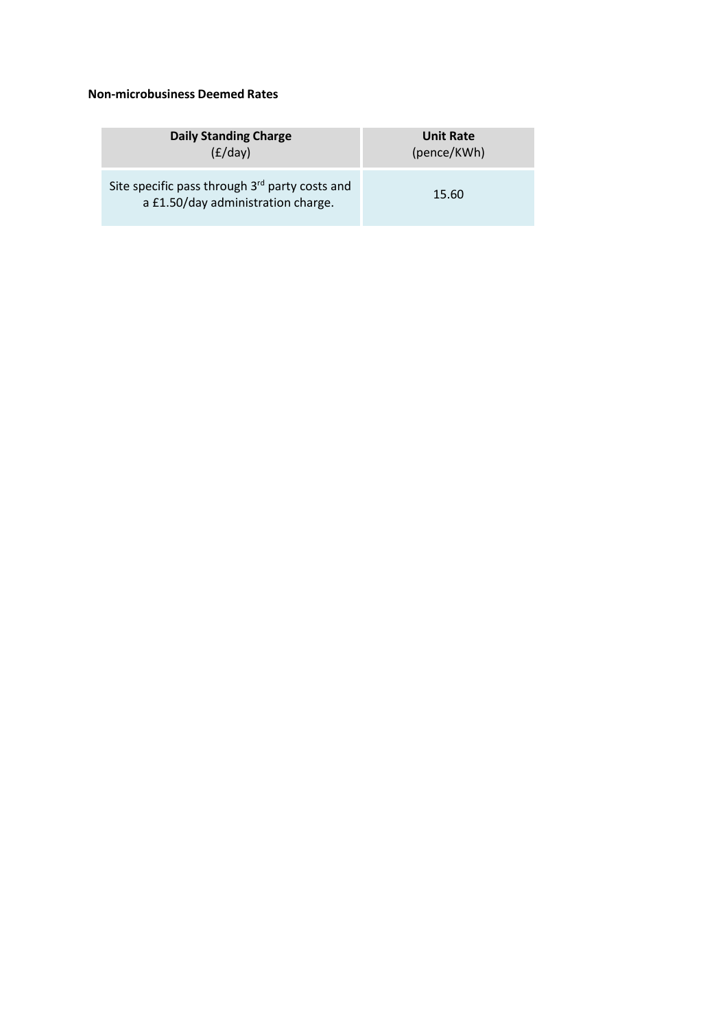**Non-microbusiness Deemed Rates**

| **Daily Standing Charge** (£/day) | **Unit Rate** (pence/KWh) |
| --- | --- |
| Site specific pass through 3rd party costs and a £1.50/day administration charge. | 15.60 |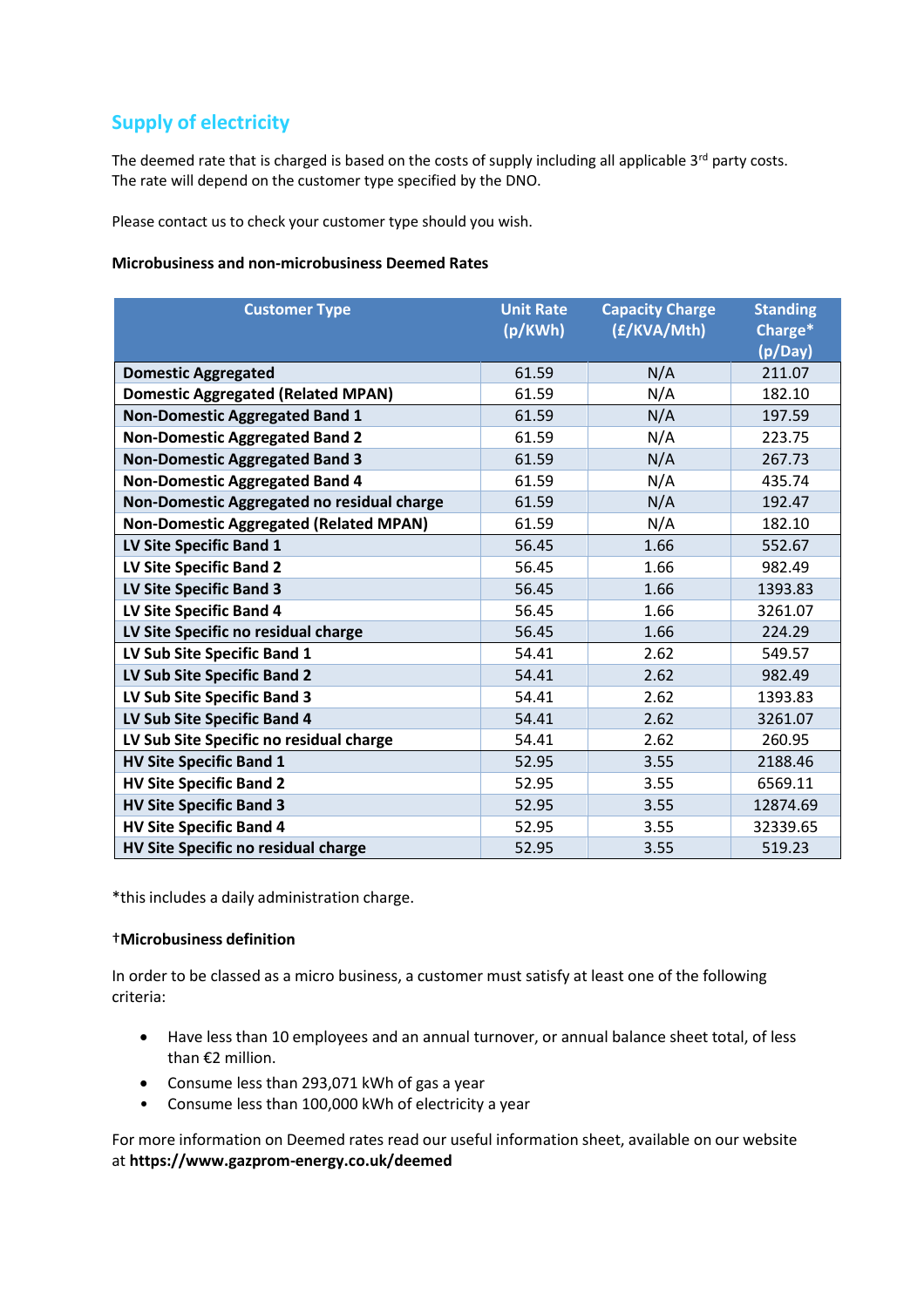## Supply of electricity

The deemed rate that is charged is based on the costs of supply including all applicable 3rd party costs. The rate will depend on the customer type specified by the DNO.

Please contact us to check your customer type should you wish.

**Microbusiness and non-microbusiness Deemed Rates**

| Customer Type | Unit Rate (p/KWh) | Capacity Charge (£/KVA/Mth) | Standing Charge* (p/Day) |
|---|---|---|---|
| **Domestic Aggregated** | 61.59 | N/A | 211.07 |
| **Domestic Aggregated (Related MPAN)** | 61.59 | N/A | 182.10 |
| **Non-Domestic Aggregated Band 1** | 61.59 | N/A | 197.59 |
| **Non-Domestic Aggregated Band 2** | 61.59 | N/A | 223.75 |
| **Non-Domestic Aggregated Band 3** | 61.59 | N/A | 267.73 |
| **Non-Domestic Aggregated Band 4** | 61.59 | N/A | 435.74 |
| **Non-Domestic Aggregated no residual charge** | 61.59 | N/A | 192.47 |
| **Non-Domestic Aggregated (Related MPAN)** | 61.59 | N/A | 182.10 |
| **LV Site Specific Band 1** | 56.45 | 1.66 | 552.67 |
| **LV Site Specific Band 2** | 56.45 | 1.66 | 982.49 |
| **LV Site Specific Band 3** | 56.45 | 1.66 | 1393.83 |
| **LV Site Specific Band 4** | 56.45 | 1.66 | 3261.07 |
| **LV Site Specific no residual charge** | 56.45 | 1.66 | 224.29 |
| **LV Sub Site Specific Band 1** | 54.41 | 2.62 | 549.57 |
| **LV Sub Site Specific Band 2** | 54.41 | 2.62 | 982.49 |
| **LV Sub Site Specific Band 3** | 54.41 | 2.62 | 1393.83 |
| **LV Sub Site Specific Band 4** | 54.41 | 2.62 | 3261.07 |
| **LV Sub Site Specific no residual charge** | 54.41 | 2.62 | 260.95 |
| **HV Site Specific Band 1** | 52.95 | 3.55 | 2188.46 |
| **HV Site Specific Band 2** | 52.95 | 3.55 | 6569.11 |
| **HV Site Specific Band 3** | 52.95 | 3.55 | 12874.69 |
| **HV Site Specific Band 4** | 52.95 | 3.55 | 32339.65 |
| **HV Site Specific no residual charge** | 52.95 | 3.55 | 519.23 |

*this includes a daily administration charge.

**†Microbusiness definition**

In order to be classed as a micro business, a customer must satisfy at least one of the following criteria:

- Have less than 10 employees and an annual turnover, or annual balance sheet total, of less than €2 million.
- Consume less than 293,071 kWh of gas a year
- Consume less than 100,000 kWh of electricity a year

For more information on Deemed rates read our useful information sheet, available on our website at **https://www.gazprom-energy.co.uk/deemed**